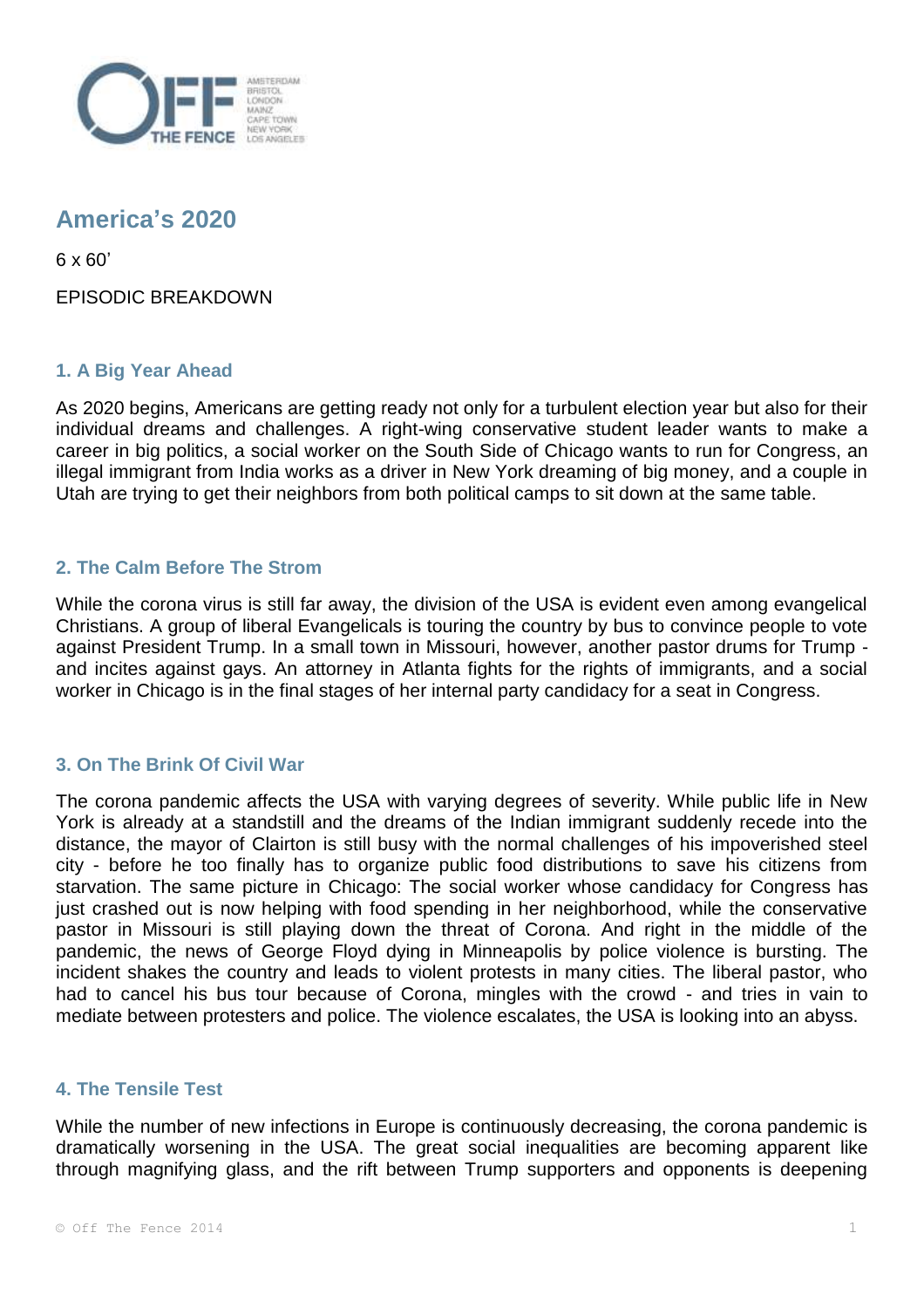# America's 2020

6 x 60'

EPISODIC BREAKDOWN

### 1. A Big Year Ahead

As 2020 begins, Americans are getting ready not only for a turbulent election year but also for their individual dreams and challenges. A right-wing conservative student leader wants to make a career in big politics, a social worker on the South Side of Chicago wants to run for Congress, an illegal immigrant from India works as a driver in New York dreaming of big money, and a couple in Utah are trying to get their neighbors from both political camps to sit down at the same table.

### 2. The Calm Before The Strom

While the corona virus is still far away, the division of the USA is evident even among evangelical Christians. A group of liberal Evangelicals is touring the country by bus to convince people to vote against President Trump. In a small town in Missouri, however, another pastor drums for Trump - and incites against gays. An attorney in Atlanta fights for the rights of immigrants, and a social worker in Chicago is in the final stages of her internal party candidacy for a seat in Congress.

### 3. On The Brink Of Civil War

The corona pandemic affects the USA with varying degrees of severity. While public life in New York is already at a standstill and the dreams of the Indian immigrant suddenly recede into the distance, the mayor of Clairton is still busy with the normal challenges of his impoverished steel city - before he too finally has to organize public food distributions to save his citizens from starvation. The same picture in Chicago: The social worker whose candidacy for Congress has just crashed out is now helping with food spending in her neighborhood, while the conservative pastor in Missouri is still playing down the threat of Corona. And right in the middle of the pandemic, the news of George Floyd dying in Minneapolis by police violence is bursting. The incident shakes the country and leads to violent protests in many cities. The liberal pastor, who had to cancel his bus tour because of Corona, mingles with the crowd - and tries in vain to mediate between protesters and police. The violence escalates, the USA is looking into an abyss.

### 4. The Tensile Test

While the number of new infections in Europe is continuously decreasing, the corona pandemic is dramatically worsening in the USA. The great social inequalities are becoming apparent like through magnifying glass, and the rift between Trump supporters and opponents is deepening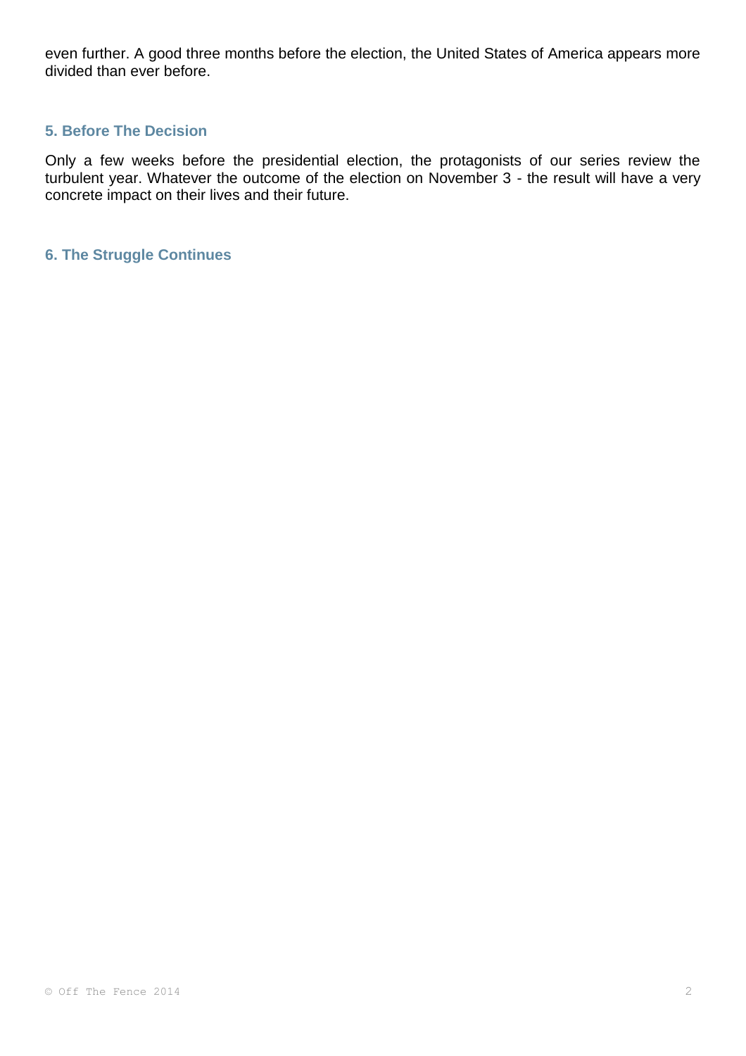even further. A good three months before the election, the United States of America appears more divided than ever before.

### 5. Before The Decision

Only a few weeks before the presidential election, the protagonists of our series review the turbulent year. Whatever the outcome of the election on November 3 - the result will have a very concrete impact on their lives and their future.

### 6. The Struggle Continues